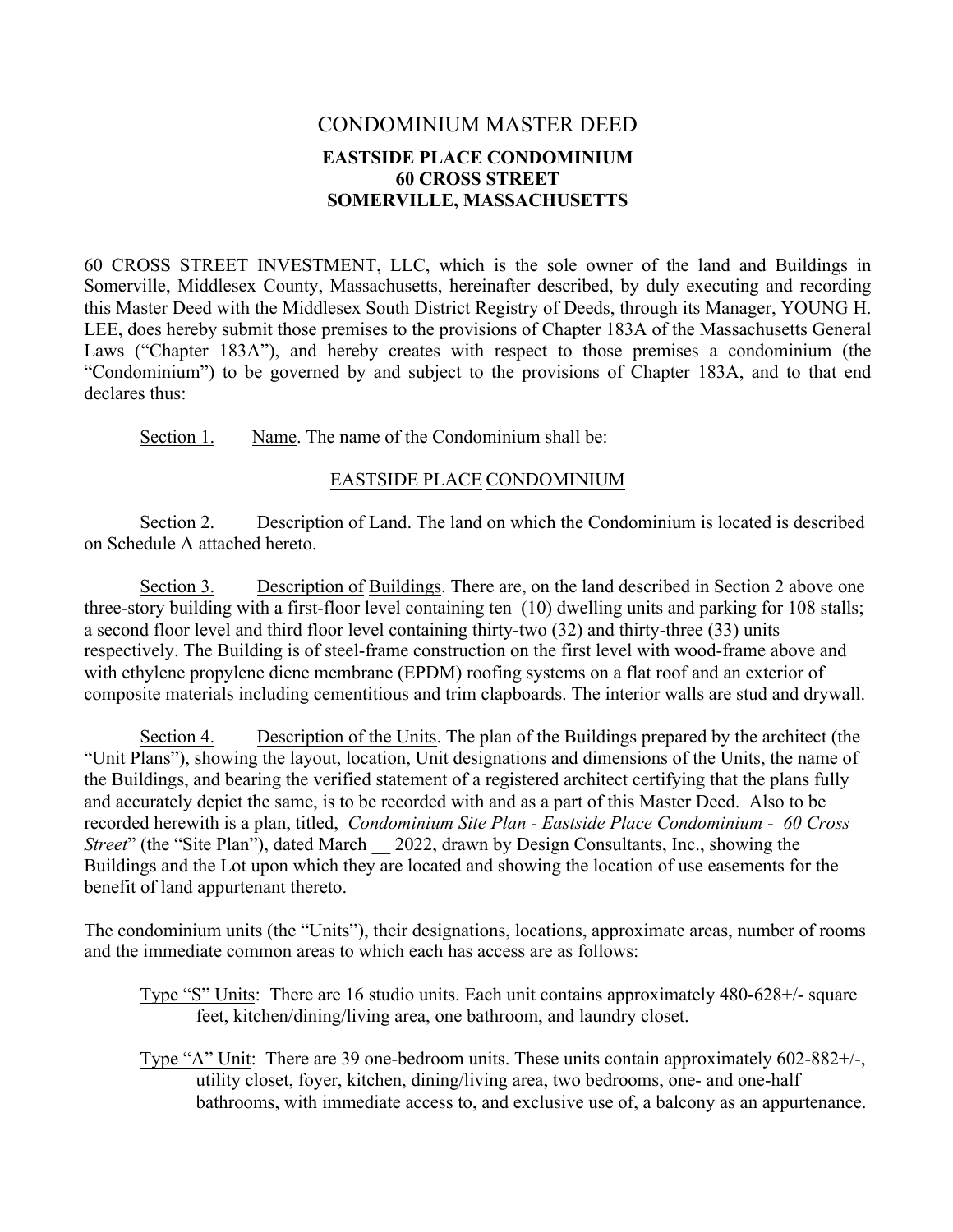# CONDOMINIUM MASTER DEED

## EASTSIDE PLACE CONDOMINIUM
## 60 CROSS STREET
## SOMERVILLE, MASSACHUSETTS

60 CROSS STREET INVESTMENT, LLC, which is the sole owner of the land and Buildings in Somerville, Middlesex County, Massachusetts, hereinafter described, by duly executing and recording this Master Deed with the Middlesex South District Registry of Deeds, through its Manager, YOUNG H. LEE, does hereby submit those premises to the provisions of Chapter 183A of the Massachusetts General Laws ("Chapter 183A"), and hereby creates with respect to those premises a condominium (the "Condominium") to be governed by and subject to the provisions of Chapter 183A, and to that end declares thus:

Section 1. Name. The name of the Condominium shall be:

EASTSIDE PLACE CONDOMINIUM

Section 2. Description of Land. The land on which the Condominium is located is described on Schedule A attached hereto.

Section 3. Description of Buildings. There are, on the land described in Section 2 above one three-story building with a first-floor level containing ten (10) dwelling units and parking for 108 stalls; a second floor level and third floor level containing thirty-two (32) and thirty-three (33) units respectively. The Building is of steel-frame construction on the first level with wood-frame above and with ethylene propylene diene membrane (EPDM) roofing systems on a flat roof and an exterior of composite materials including cementitious and trim clapboards. The interior walls are stud and drywall.

Section 4. Description of the Units. The plan of the Buildings prepared by the architect (the "Unit Plans"), showing the layout, location, Unit designations and dimensions of the Units, the name of the Buildings, and bearing the verified statement of a registered architect certifying that the plans fully and accurately depict the same, is to be recorded with and as a part of this Master Deed. Also to be recorded herewith is a plan, titled, *Condominium Site Plan - Eastside Place Condominium - 60 Cross Street*" (the "Site Plan"), dated March __ 2022, drawn by Design Consultants, Inc., showing the Buildings and the Lot upon which they are located and showing the location of use easements for the benefit of land appurtenant thereto.

The condominium units (the "Units"), their designations, locations, approximate areas, number of rooms and the immediate common areas to which each has access are as follows:

Type "S" Units: There are 16 studio units. Each unit contains approximately 480-628+/- square feet, kitchen/dining/living area, one bathroom, and laundry closet.

Type "A" Unit: There are 39 one-bedroom units. These units contain approximately 602-882+/-, utility closet, foyer, kitchen, dining/living area, two bedrooms, one- and one-half bathrooms, with immediate access to, and exclusive use of, a balcony as an appurtenance.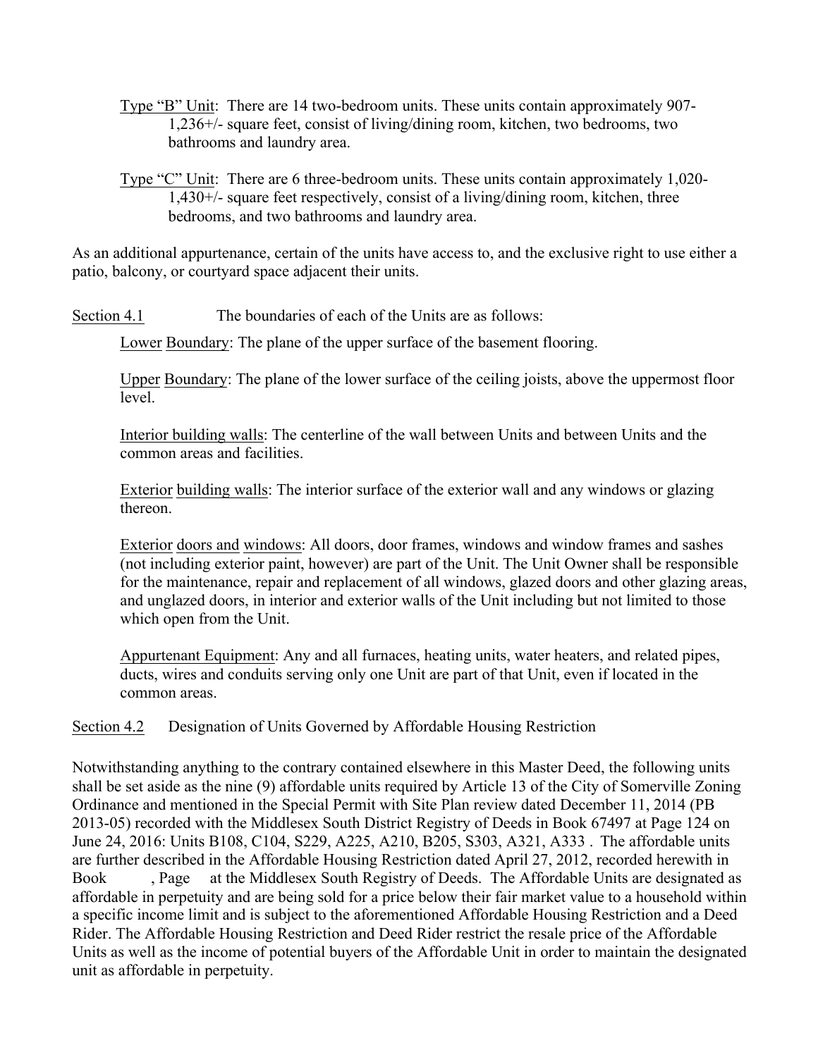Type "B" Unit: There are 14 two-bedroom units. These units contain approximately 907-1,236+/- square feet, consist of living/dining room, kitchen, two bedrooms, two bathrooms and laundry area.

Type "C" Unit: There are 6 three-bedroom units. These units contain approximately 1,020-1,430+/- square feet respectively, consist of a living/dining room, kitchen, three bedrooms, and two bathrooms and laundry area.

As an additional appurtenance, certain of the units have access to, and the exclusive right to use either a patio, balcony, or courtyard space adjacent their units.

Section 4.1 The boundaries of each of the Units are as follows:

Lower Boundary: The plane of the upper surface of the basement flooring.

Upper Boundary: The plane of the lower surface of the ceiling joists, above the uppermost floor level.

Interior building walls: The centerline of the wall between Units and between Units and the common areas and facilities.

Exterior building walls: The interior surface of the exterior wall and any windows or glazing thereon.

Exterior doors and windows: All doors, door frames, windows and window frames and sashes (not including exterior paint, however) are part of the Unit. The Unit Owner shall be responsible for the maintenance, repair and replacement of all windows, glazed doors and other glazing areas, and unglazed doors, in interior and exterior walls of the Unit including but not limited to those which open from the Unit.

Appurtenant Equipment: Any and all furnaces, heating units, water heaters, and related pipes, ducts, wires and conduits serving only one Unit are part of that Unit, even if located in the common areas.

Section 4.2 Designation of Units Governed by Affordable Housing Restriction

Notwithstanding anything to the contrary contained elsewhere in this Master Deed, the following units shall be set aside as the nine (9) affordable units required by Article 13 of the City of Somerville Zoning Ordinance and mentioned in the Special Permit with Site Plan review dated December 11, 2014 (PB 2013-05) recorded with the Middlesex South District Registry of Deeds in Book 67497 at Page 124 on June 24, 2016: Units B108, C104, S229, A225, A210, B205, S303, A321, A333 . The affordable units are further described in the Affordable Housing Restriction dated April 27, 2012, recorded herewith in Book , Page at the Middlesex South Registry of Deeds. The Affordable Units are designated as affordable in perpetuity and are being sold for a price below their fair market value to a household within a specific income limit and is subject to the aforementioned Affordable Housing Restriction and a Deed Rider. The Affordable Housing Restriction and Deed Rider restrict the resale price of the Affordable Units as well as the income of potential buyers of the Affordable Unit in order to maintain the designated unit as affordable in perpetuity.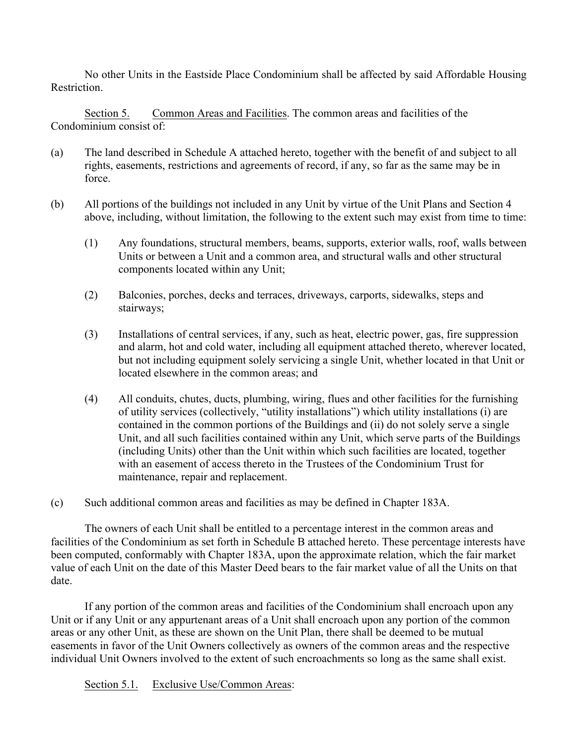No other Units in the Eastside Place Condominium shall be affected by said Affordable Housing Restriction.

<u>Section 5.</u> <u>Common Areas and Facilities</u>. The common areas and facilities of the Condominium consist of:

(a) The land described in Schedule A attached hereto, together with the benefit of and subject to all rights, easements, restrictions and agreements of record, if any, so far as the same may be in force.

(b) All portions of the buildings not included in any Unit by virtue of the Unit Plans and Section 4 above, including, without limitation, the following to the extent such may exist from time to time:

   (1) Any foundations, structural members, beams, supports, exterior walls, roof, walls between Units or between a Unit and a common area, and structural walls and other structural components located within any Unit;

   (2) Balconies, porches, decks and terraces, driveways, carports, sidewalks, steps and stairways;

   (3) Installations of central services, if any, such as heat, electric power, gas, fire suppression and alarm, hot and cold water, including all equipment attached thereto, wherever located, but not including equipment solely servicing a single Unit, whether located in that Unit or located elsewhere in the common areas; and

   (4) All conduits, chutes, ducts, plumbing, wiring, flues and other facilities for the furnishing of utility services (collectively, "utility installations") which utility installations (i) are contained in the common portions of the Buildings and (ii) do not solely serve a single Unit, and all such facilities contained within any Unit, which serve parts of the Buildings (including Units) other than the Unit within which such facilities are located, together with an easement of access thereto in the Trustees of the Condominium Trust for maintenance, repair and replacement.

(c) Such additional common areas and facilities as may be defined in Chapter 183A.

The owners of each Unit shall be entitled to a percentage interest in the common areas and facilities of the Condominium as set forth in Schedule B attached hereto. These percentage interests have been computed, conformably with Chapter 183A, upon the approximate relation, which the fair market value of each Unit on the date of this Master Deed bears to the fair market value of all the Units on that date.

If any portion of the common areas and facilities of the Condominium shall encroach upon any Unit or if any Unit or any appurtenant areas of a Unit shall encroach upon any portion of the common areas or any other Unit, as these are shown on the Unit Plan, there shall be deemed to be mutual easements in favor of the Unit Owners collectively as owners of the common areas and the respective individual Unit Owners involved to the extent of such encroachments so long as the same shall exist.

<u>Section 5.1.</u> <u>Exclusive Use/Common Areas</u>: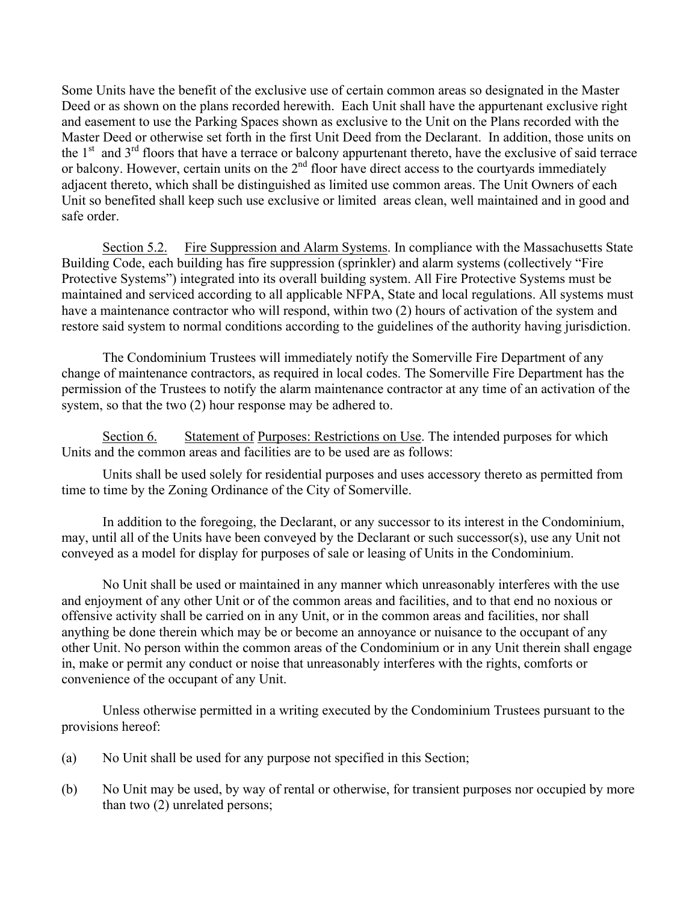Some Units have the benefit of the exclusive use of certain common areas so designated in the Master Deed or as shown on the plans recorded herewith. Each Unit shall have the appurtenant exclusive right and easement to use the Parking Spaces shown as exclusive to the Unit on the Plans recorded with the Master Deed or otherwise set forth in the first Unit Deed from the Declarant. In addition, those units on the 1st and 3rd floors that have a terrace or balcony appurtenant thereto, have the exclusive of said terrace or balcony. However, certain units on the 2nd floor have direct access to the courtyards immediately adjacent thereto, which shall be distinguished as limited use common areas. The Unit Owners of each Unit so benefited shall keep such use exclusive or limited areas clean, well maintained and in good and safe order.

Section 5.2. Fire Suppression and Alarm Systems. In compliance with the Massachusetts State Building Code, each building has fire suppression (sprinkler) and alarm systems (collectively "Fire Protective Systems") integrated into its overall building system. All Fire Protective Systems must be maintained and serviced according to all applicable NFPA, State and local regulations. All systems must have a maintenance contractor who will respond, within two (2) hours of activation of the system and restore said system to normal conditions according to the guidelines of the authority having jurisdiction.

The Condominium Trustees will immediately notify the Somerville Fire Department of any change of maintenance contractors, as required in local codes. The Somerville Fire Department has the permission of the Trustees to notify the alarm maintenance contractor at any time of an activation of the system, so that the two (2) hour response may be adhered to.

Section 6. Statement of Purposes: Restrictions on Use. The intended purposes for which Units and the common areas and facilities are to be used are as follows:

Units shall be used solely for residential purposes and uses accessory thereto as permitted from time to time by the Zoning Ordinance of the City of Somerville.

In addition to the foregoing, the Declarant, or any successor to its interest in the Condominium, may, until all of the Units have been conveyed by the Declarant or such successor(s), use any Unit not conveyed as a model for display for purposes of sale or leasing of Units in the Condominium.

No Unit shall be used or maintained in any manner which unreasonably interferes with the use and enjoyment of any other Unit or of the common areas and facilities, and to that end no noxious or offensive activity shall be carried on in any Unit, or in the common areas and facilities, nor shall anything be done therein which may be or become an annoyance or nuisance to the occupant of any other Unit. No person within the common areas of the Condominium or in any Unit therein shall engage in, make or permit any conduct or noise that unreasonably interferes with the rights, comforts or convenience of the occupant of any Unit.

Unless otherwise permitted in a writing executed by the Condominium Trustees pursuant to the provisions hereof:

(a) No Unit shall be used for any purpose not specified in this Section;

(b) No Unit may be used, by way of rental or otherwise, for transient purposes nor occupied by more than two (2) unrelated persons;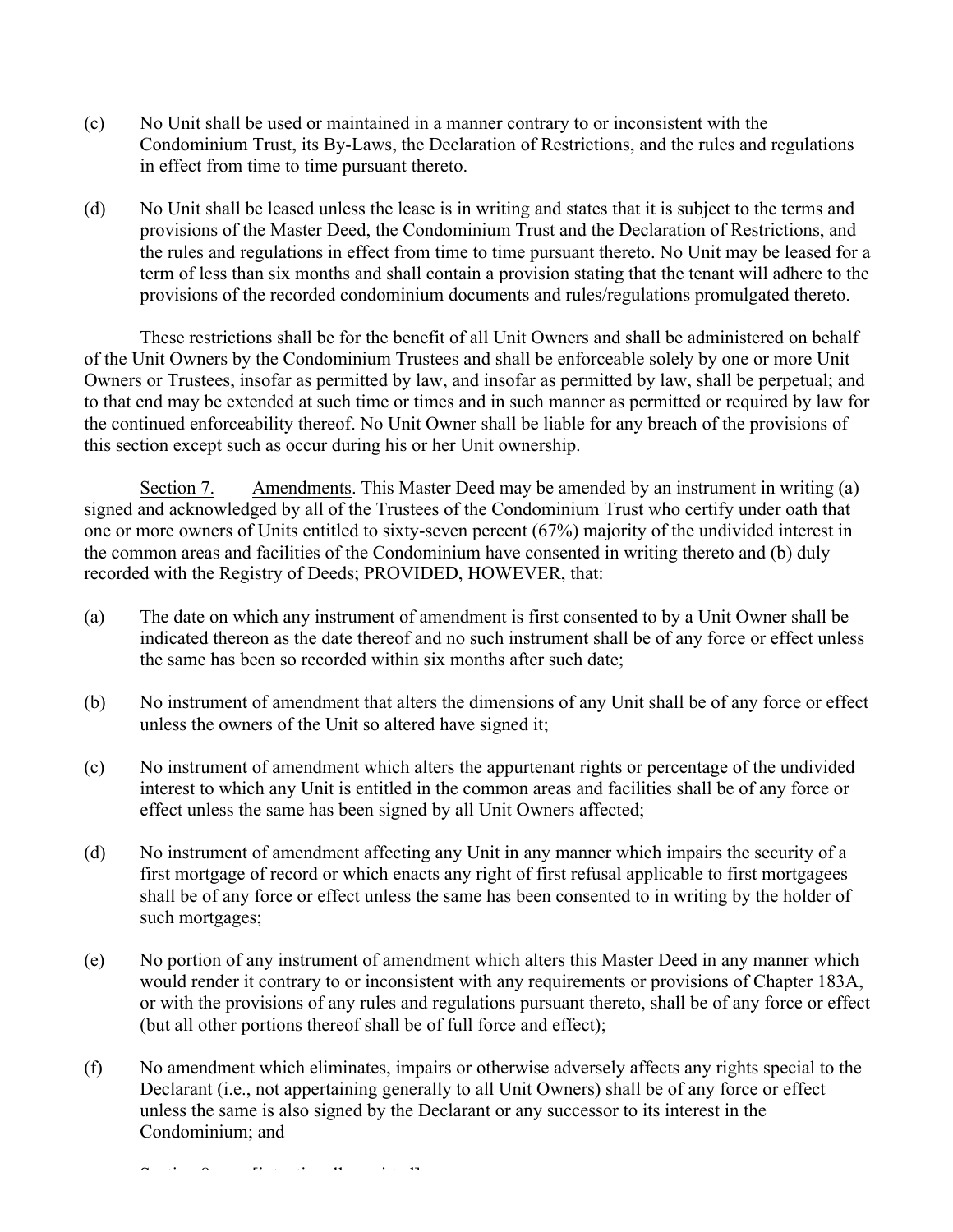(c) No Unit shall be used or maintained in a manner contrary to or inconsistent with the Condominium Trust, its By-Laws, the Declaration of Restrictions, and the rules and regulations in effect from time to time pursuant thereto.

(d) No Unit shall be leased unless the lease is in writing and states that it is subject to the terms and provisions of the Master Deed, the Condominium Trust and the Declaration of Restrictions, and the rules and regulations in effect from time to time pursuant thereto. No Unit may be leased for a term of less than six months and shall contain a provision stating that the tenant will adhere to the provisions of the recorded condominium documents and rules/regulations promulgated thereto.

These restrictions shall be for the benefit of all Unit Owners and shall be administered on behalf of the Unit Owners by the Condominium Trustees and shall be enforceable solely by one or more Unit Owners or Trustees, insofar as permitted by law, and insofar as permitted by law, shall be perpetual; and to that end may be extended at such time or times and in such manner as permitted or required by law for the continued enforceability thereof. No Unit Owner shall be liable for any breach of the provisions of this section except such as occur during his or her Unit ownership.

Section 7. Amendments. This Master Deed may be amended by an instrument in writing (a) signed and acknowledged by all of the Trustees of the Condominium Trust who certify under oath that one or more owners of Units entitled to sixty-seven percent (67%) majority of the undivided interest in the common areas and facilities of the Condominium have consented in writing thereto and (b) duly recorded with the Registry of Deeds; PROVIDED, HOWEVER, that:

(a) The date on which any instrument of amendment is first consented to by a Unit Owner shall be indicated thereon as the date thereof and no such instrument shall be of any force or effect unless the same has been so recorded within six months after such date;

(b) No instrument of amendment that alters the dimensions of any Unit shall be of any force or effect unless the owners of the Unit so altered have signed it;

(c) No instrument of amendment which alters the appurtenant rights or percentage of the undivided interest to which any Unit is entitled in the common areas and facilities shall be of any force or effect unless the same has been signed by all Unit Owners affected;

(d) No instrument of amendment affecting any Unit in any manner which impairs the security of a first mortgage of record or which enacts any right of first refusal applicable to first mortgagees shall be of any force or effect unless the same has been consented to in writing by the holder of such mortgages;

(e) No portion of any instrument of amendment which alters this Master Deed in any manner which would render it contrary to or inconsistent with any requirements or provisions of Chapter 183A, or with the provisions of any rules and regulations pursuant thereto, shall be of any force or effect (but all other portions thereof shall be of full force and effect);

(f) No amendment which eliminates, impairs or otherwise adversely affects any rights special to the Declarant (i.e., not appertaining generally to all Unit Owners) shall be of any force or effect unless the same is also signed by the Declarant or any successor to its interest in the Condominium; and

Section 8. [intentionally omitted]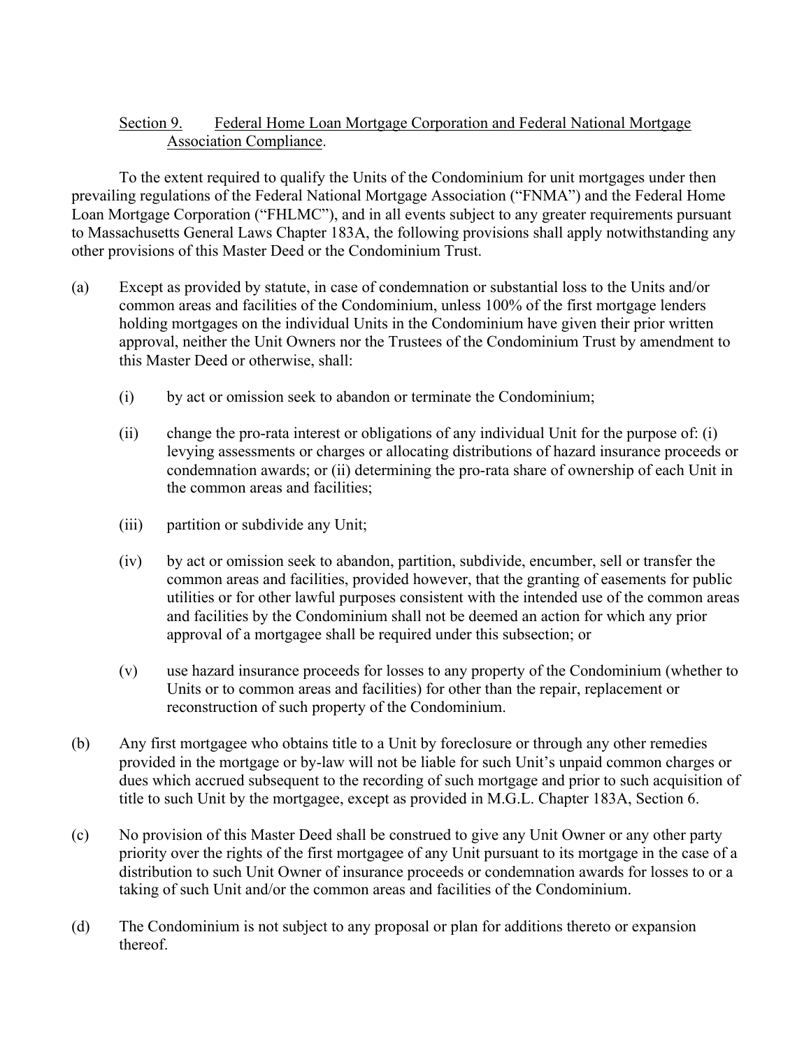## Section 9. Federal Home Loan Mortgage Corporation and Federal National Mortgage Association Compliance.

To the extent required to qualify the Units of the Condominium for unit mortgages under then prevailing regulations of the Federal National Mortgage Association ("FNMA") and the Federal Home Loan Mortgage Corporation ("FHLMC"), and in all events subject to any greater requirements pursuant to Massachusetts General Laws Chapter 183A, the following provisions shall apply notwithstanding any other provisions of this Master Deed or the Condominium Trust.

(a) Except as provided by statute, in case of condemnation or substantial loss to the Units and/or common areas and facilities of the Condominium, unless 100% of the first mortgage lenders holding mortgages on the individual Units in the Condominium have given their prior written approval, neither the Unit Owners nor the Trustees of the Condominium Trust by amendment to this Master Deed or otherwise, shall:

   (i) by act or omission seek to abandon or terminate the Condominium;

   (ii) change the pro-rata interest or obligations of any individual Unit for the purpose of: (i) levying assessments or charges or allocating distributions of hazard insurance proceeds or condemnation awards; or (ii) determining the pro-rata share of ownership of each Unit in the common areas and facilities;

   (iii) partition or subdivide any Unit;

   (iv) by act or omission seek to abandon, partition, subdivide, encumber, sell or transfer the common areas and facilities, provided however, that the granting of easements for public utilities or for other lawful purposes consistent with the intended use of the common areas and facilities by the Condominium shall not be deemed an action for which any prior approval of a mortgagee shall be required under this subsection; or

   (v) use hazard insurance proceeds for losses to any property of the Condominium (whether to Units or to common areas and facilities) for other than the repair, replacement or reconstruction of such property of the Condominium.

(b) Any first mortgagee who obtains title to a Unit by foreclosure or through any other remedies provided in the mortgage or by-law will not be liable for such Unit's unpaid common charges or dues which accrued subsequent to the recording of such mortgage and prior to such acquisition of title to such Unit by the mortgagee, except as provided in M.G.L. Chapter 183A, Section 6.

(c) No provision of this Master Deed shall be construed to give any Unit Owner or any other party priority over the rights of the first mortgagee of any Unit pursuant to its mortgage in the case of a distribution to such Unit Owner of insurance proceeds or condemnation awards for losses to or a taking of such Unit and/or the common areas and facilities of the Condominium.

(d) The Condominium is not subject to any proposal or plan for additions thereto or expansion thereof.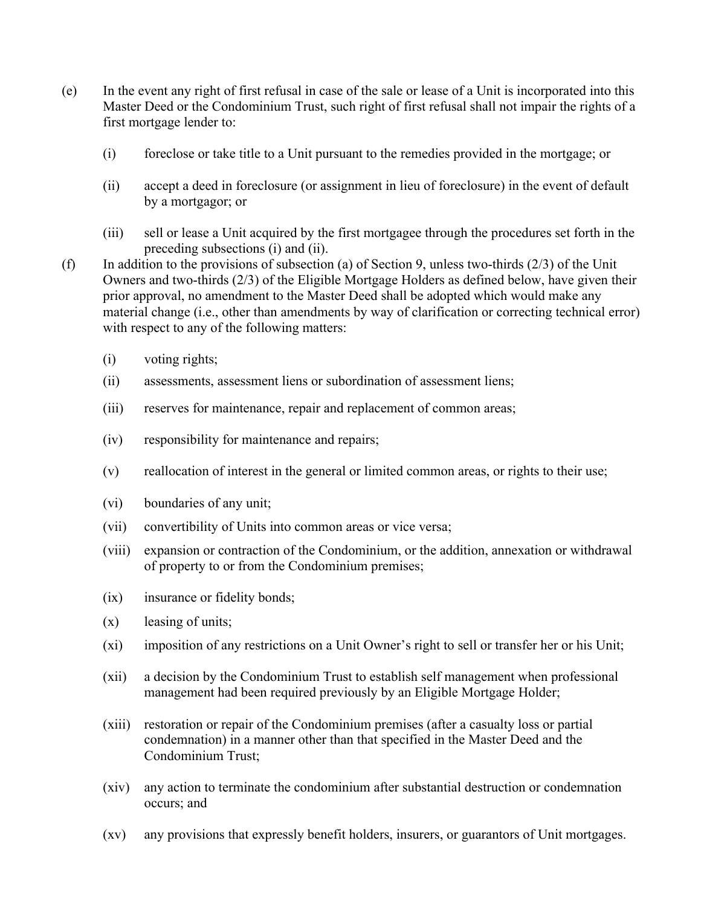(e) In the event any right of first refusal in case of the sale or lease of a Unit is incorporated into this Master Deed or the Condominium Trust, such right of first refusal shall not impair the rights of a first mortgage lender to:

   (i) foreclose or take title to a Unit pursuant to the remedies provided in the mortgage; or

   (ii) accept a deed in foreclosure (or assignment in lieu of foreclosure) in the event of default by a mortgagor; or

   (iii) sell or lease a Unit acquired by the first mortgagee through the procedures set forth in the preceding subsections (i) and (ii).

(f) In addition to the provisions of subsection (a) of Section 9, unless two-thirds (2/3) of the Unit Owners and two-thirds (2/3) of the Eligible Mortgage Holders as defined below, have given their prior approval, no amendment to the Master Deed shall be adopted which would make any material change (i.e., other than amendments by way of clarification or correcting technical error) with respect to any of the following matters:

   (i) voting rights;

   (ii) assessments, assessment liens or subordination of assessment liens;

   (iii) reserves for maintenance, repair and replacement of common areas;

   (iv) responsibility for maintenance and repairs;

   (v) reallocation of interest in the general or limited common areas, or rights to their use;

   (vi) boundaries of any unit;

   (vii) convertibility of Units into common areas or vice versa;

   (viii) expansion or contraction of the Condominium, or the addition, annexation or withdrawal of property to or from the Condominium premises;

   (ix) insurance or fidelity bonds;

   (x) leasing of units;

   (xi) imposition of any restrictions on a Unit Owner's right to sell or transfer her or his Unit;

   (xii) a decision by the Condominium Trust to establish self management when professional management had been required previously by an Eligible Mortgage Holder;

   (xiii) restoration or repair of the Condominium premises (after a casualty loss or partial condemnation) in a manner other than that specified in the Master Deed and the Condominium Trust;

   (xiv) any action to terminate the condominium after substantial destruction or condemnation occurs; and

   (xv) any provisions that expressly benefit holders, insurers, or guarantors of Unit mortgages.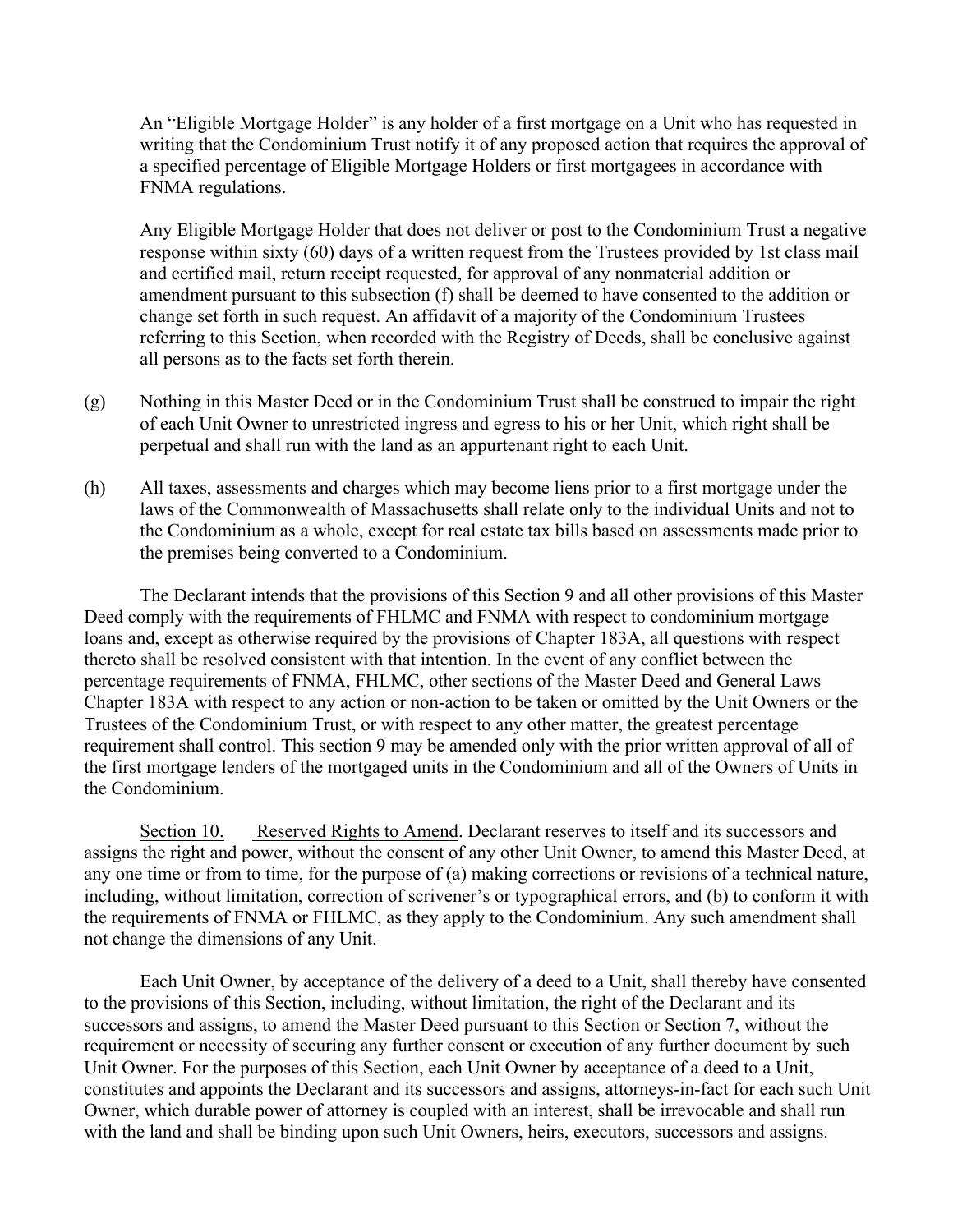An "Eligible Mortgage Holder" is any holder of a first mortgage on a Unit who has requested in writing that the Condominium Trust notify it of any proposed action that requires the approval of a specified percentage of Eligible Mortgage Holders or first mortgagees in accordance with FNMA regulations.

Any Eligible Mortgage Holder that does not deliver or post to the Condominium Trust a negative response within sixty (60) days of a written request from the Trustees provided by 1st class mail and certified mail, return receipt requested, for approval of any nonmaterial addition or amendment pursuant to this subsection (f) shall be deemed to have consented to the addition or change set forth in such request. An affidavit of a majority of the Condominium Trustees referring to this Section, when recorded with the Registry of Deeds, shall be conclusive against all persons as to the facts set forth therein.

(g) Nothing in this Master Deed or in the Condominium Trust shall be construed to impair the right of each Unit Owner to unrestricted ingress and egress to his or her Unit, which right shall be perpetual and shall run with the land as an appurtenant right to each Unit.

(h) All taxes, assessments and charges which may become liens prior to a first mortgage under the laws of the Commonwealth of Massachusetts shall relate only to the individual Units and not to the Condominium as a whole, except for real estate tax bills based on assessments made prior to the premises being converted to a Condominium.

The Declarant intends that the provisions of this Section 9 and all other provisions of this Master Deed comply with the requirements of FHLMC and FNMA with respect to condominium mortgage loans and, except as otherwise required by the provisions of Chapter 183A, all questions with respect thereto shall be resolved consistent with that intention. In the event of any conflict between the percentage requirements of FNMA, FHLMC, other sections of the Master Deed and General Laws Chapter 183A with respect to any action or non-action to be taken or omitted by the Unit Owners or the Trustees of the Condominium Trust, or with respect to any other matter, the greatest percentage requirement shall control. This section 9 may be amended only with the prior written approval of all of the first mortgage lenders of the mortgaged units in the Condominium and all of the Owners of Units in the Condominium.

Section 10. Reserved Rights to Amend. Declarant reserves to itself and its successors and assigns the right and power, without the consent of any other Unit Owner, to amend this Master Deed, at any one time or from to time, for the purpose of (a) making corrections or revisions of a technical nature, including, without limitation, correction of scrivener's or typographical errors, and (b) to conform it with the requirements of FNMA or FHLMC, as they apply to the Condominium. Any such amendment shall not change the dimensions of any Unit.

Each Unit Owner, by acceptance of the delivery of a deed to a Unit, shall thereby have consented to the provisions of this Section, including, without limitation, the right of the Declarant and its successors and assigns, to amend the Master Deed pursuant to this Section or Section 7, without the requirement or necessity of securing any further consent or execution of any further document by such Unit Owner. For the purposes of this Section, each Unit Owner by acceptance of a deed to a Unit, constitutes and appoints the Declarant and its successors and assigns, attorneys-in-fact for each such Unit Owner, which durable power of attorney is coupled with an interest, shall be irrevocable and shall run with the land and shall be binding upon such Unit Owners, heirs, executors, successors and assigns.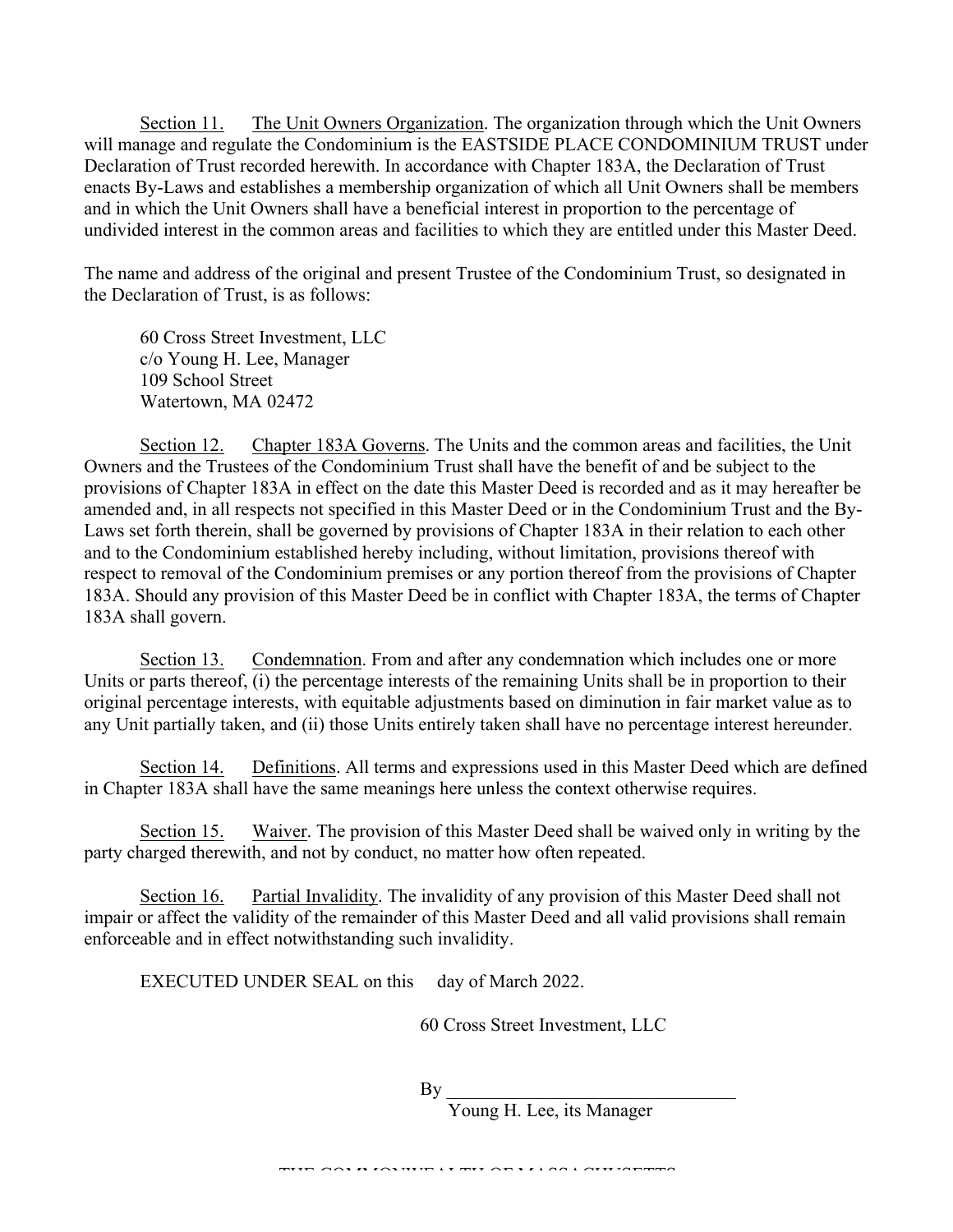Section 11. The Unit Owners Organization. The organization through which the Unit Owners will manage and regulate the Condominium is the EASTSIDE PLACE CONDOMINIUM TRUST under Declaration of Trust recorded herewith. In accordance with Chapter 183A, the Declaration of Trust enacts By-Laws and establishes a membership organization of which all Unit Owners shall be members and in which the Unit Owners shall have a beneficial interest in proportion to the percentage of undivided interest in the common areas and facilities to which they are entitled under this Master Deed.

The name and address of the original and present Trustee of the Condominium Trust, so designated in the Declaration of Trust, is as follows:

60 Cross Street Investment, LLC
c/o Young H. Lee, Manager
109 School Street
Watertown, MA 02472

Section 12. Chapter 183A Governs. The Units and the common areas and facilities, the Unit Owners and the Trustees of the Condominium Trust shall have the benefit of and be subject to the provisions of Chapter 183A in effect on the date this Master Deed is recorded and as it may hereafter be amended and, in all respects not specified in this Master Deed or in the Condominium Trust and the By-Laws set forth therein, shall be governed by provisions of Chapter 183A in their relation to each other and to the Condominium established hereby including, without limitation, provisions thereof with respect to removal of the Condominium premises or any portion thereof from the provisions of Chapter 183A. Should any provision of this Master Deed be in conflict with Chapter 183A, the terms of Chapter 183A shall govern.

Section 13. Condemnation. From and after any condemnation which includes one or more Units or parts thereof, (i) the percentage interests of the remaining Units shall be in proportion to their original percentage interests, with equitable adjustments based on diminution in fair market value as to any Unit partially taken, and (ii) those Units entirely taken shall have no percentage interest hereunder.

Section 14. Definitions. All terms and expressions used in this Master Deed which are defined in Chapter 183A shall have the same meanings here unless the context otherwise requires.

Section 15. Waiver. The provision of this Master Deed shall be waived only in writing by the party charged therewith, and not by conduct, no matter how often repeated.

Section 16. Partial Invalidity. The invalidity of any provision of this Master Deed shall not impair or affect the validity of the remainder of this Master Deed and all valid provisions shall remain enforceable and in effect notwithstanding such invalidity.

EXECUTED UNDER SEAL on this day of March 2022.

60 Cross Street Investment, LLC

By ______________________________
Young H. Lee, its Manager

THE COMMONWEALTH OF MASSACHUSETTS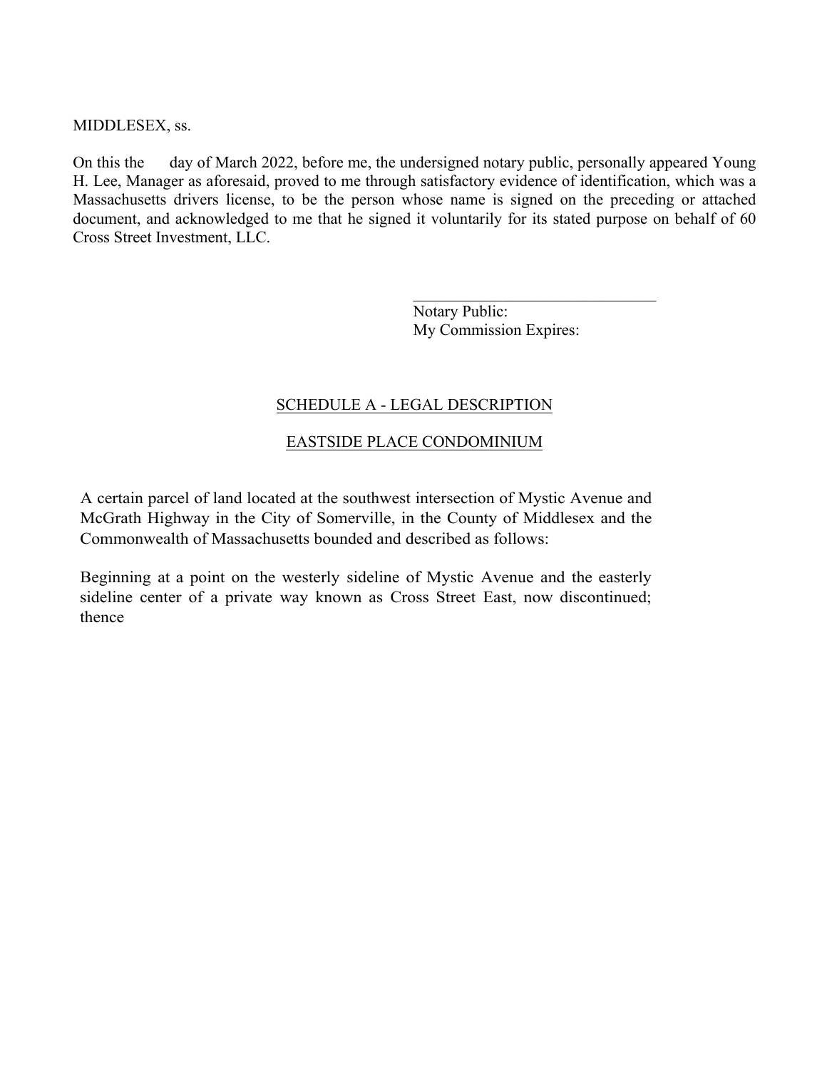MIDDLESEX, ss.

On this the      day of March 2022, before me, the undersigned notary public, personally appeared Young H. Lee, Manager as aforesaid, proved to me through satisfactory evidence of identification, which was a Massachusetts drivers license, to be the person whose name is signed on the preceding or attached document, and acknowledged to me that he signed it voluntarily for its stated purpose on behalf of 60 Cross Street Investment, LLC.

\_\_\_\_\_\_\_\_\_\_\_\_\_\_\_\_\_\_\_\_\_\_\_\_\_\_\_\_\_\_\_\_
Notary Public:
My Commission Expires:

SCHEDULE A - LEGAL DESCRIPTION

EASTSIDE PLACE CONDOMINIUM

A certain parcel of land located at the southwest intersection of Mystic Avenue and McGrath Highway in the City of Somerville, in the County of Middlesex and the Commonwealth of Massachusetts bounded and described as follows:

Beginning at a point on the westerly sideline of Mystic Avenue and the easterly sideline center of a private way known as Cross Street East, now discontinued; thence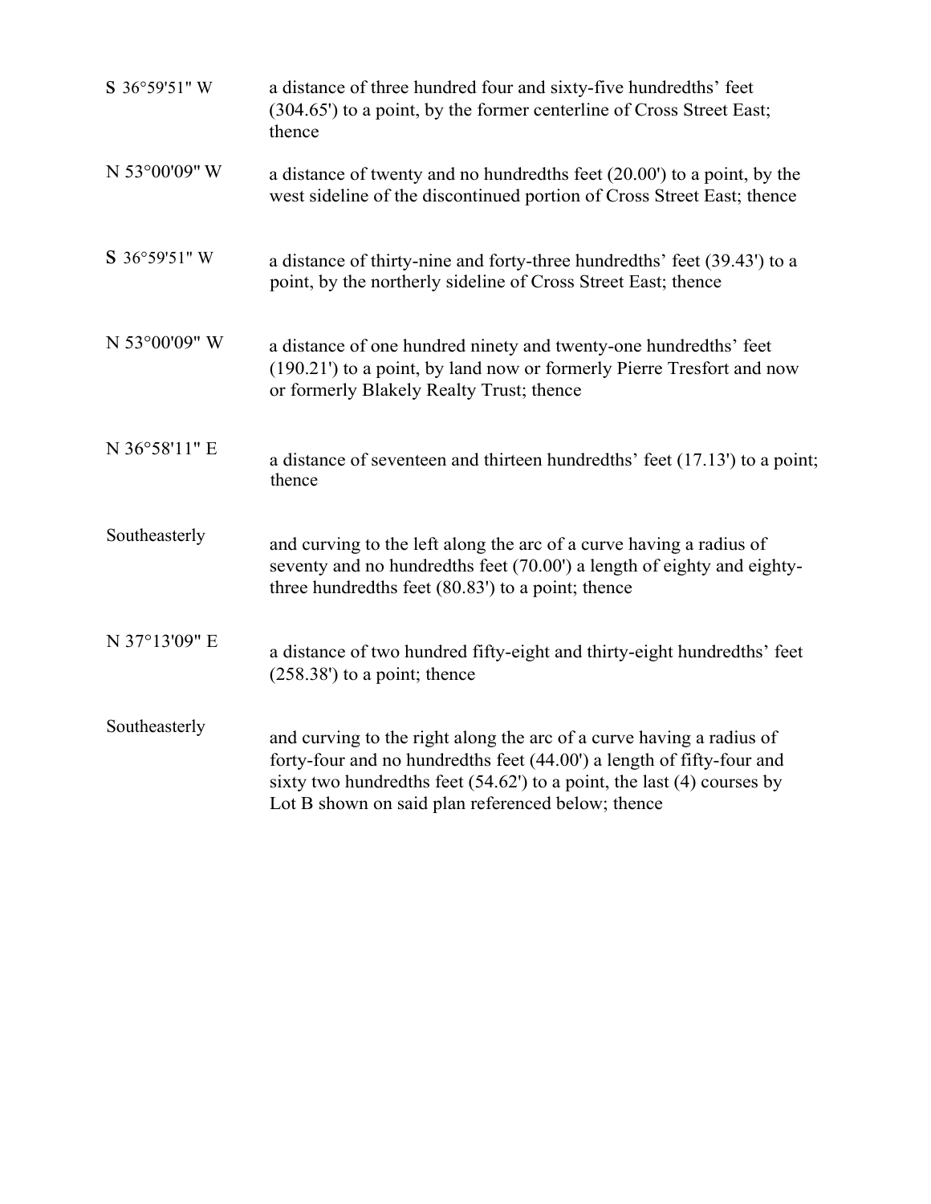| | |
|---|---|
| S 36°59'51" W | a distance of three hundred four and sixty-five hundredths' feet (304.65') to a point, by the former centerline of Cross Street East; thence |
| N 53°00'09" W | a distance of twenty and no hundredths feet (20.00') to a point, by the west sideline of the discontinued portion of Cross Street East; thence |
| S 36°59'51" W | a distance of thirty-nine and forty-three hundredths' feet (39.43') to a point, by the northerly sideline of Cross Street East; thence |
| N 53°00'09" W | a distance of one hundred ninety and twenty-one hundredths' feet (190.21') to a point, by land now or formerly Pierre Tresfort and now or formerly Blakely Realty Trust; thence |
| N 36°58'11" E | a distance of seventeen and thirteen hundredths' feet (17.13') to a point; thence |
| Southeasterly | and curving to the left along the arc of a curve having a radius of seventy and no hundredths feet (70.00') a length of eighty and eighty-three hundredths feet (80.83') to a point; thence |
| N 37°13'09" E | a distance of two hundred fifty-eight and thirty-eight hundredths' feet (258.38') to a point; thence |
| Southeasterly | and curving to the right along the arc of a curve having a radius of forty-four and no hundredths feet (44.00') a length of fifty-four and sixty two hundredths feet (54.62') to a point, the last (4) courses by Lot B shown on said plan referenced below; thence |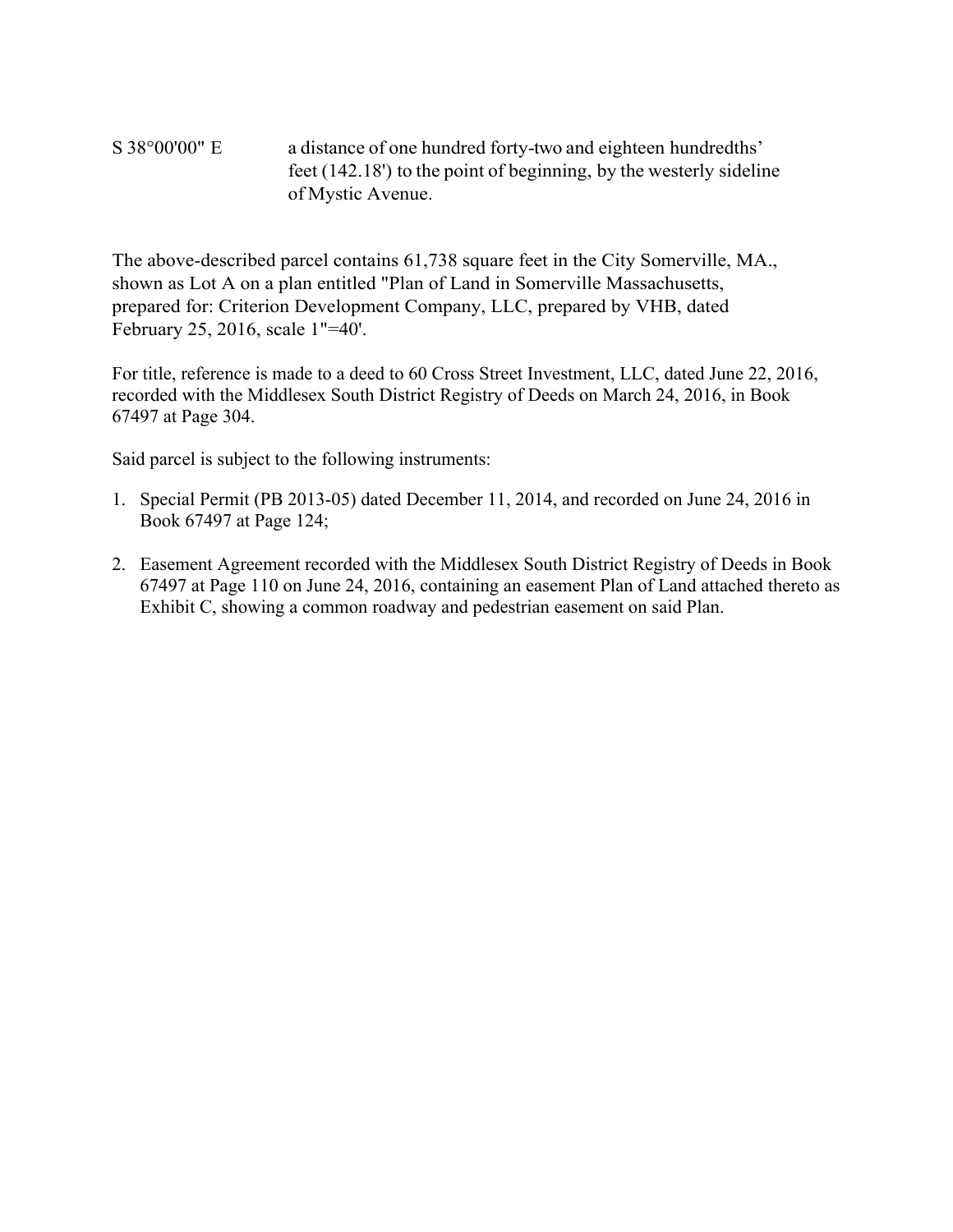S 38°00'00" E a distance of one hundred forty-two and eighteen hundredths' feet (142.18') to the point of beginning, by the westerly sideline of Mystic Avenue.

The above-described parcel contains 61,738 square feet in the City Somerville, MA., shown as Lot A on a plan entitled "Plan of Land in Somerville Massachusetts, prepared for: Criterion Development Company, LLC, prepared by VHB, dated February 25, 2016, scale 1"=40'.

For title, reference is made to a deed to 60 Cross Street Investment, LLC, dated June 22, 2016, recorded with the Middlesex South District Registry of Deeds on March 24, 2016, in Book 67497 at Page 304.

Said parcel is subject to the following instruments:

1. Special Permit (PB 2013-05) dated December 11, 2014, and recorded on June 24, 2016 in Book 67497 at Page 124;

2. Easement Agreement recorded with the Middlesex South District Registry of Deeds in Book 67497 at Page 110 on June 24, 2016, containing an easement Plan of Land attached thereto as Exhibit C, showing a common roadway and pedestrian easement on said Plan.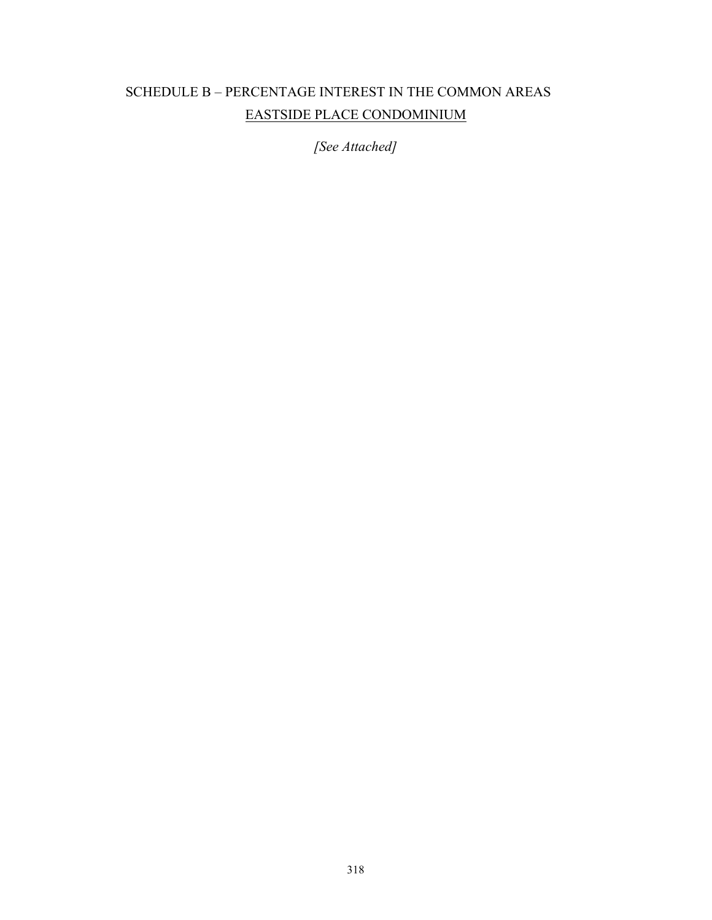# SCHEDULE B – PERCENTAGE INTEREST IN THE COMMON AREAS

## EASTSIDE PLACE CONDOMINIUM

*[See Attached]*